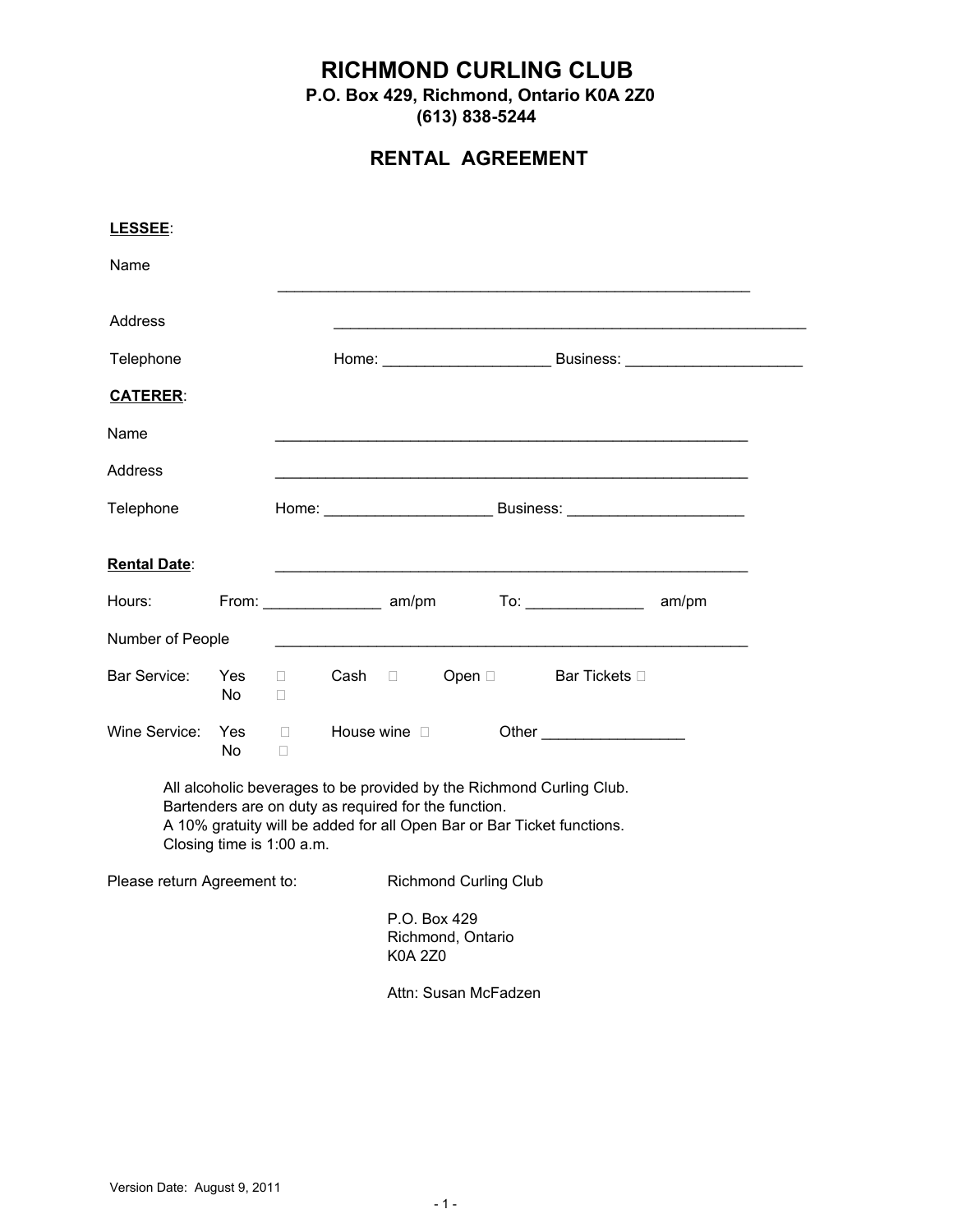# RICHMOND CURLING CLUB

**P.O. Box 429, Richmond, Ontario K0A 2Z0**
**(613) 838-5244**

## RENTAL AGREEMENT

**LESSEE**:

Name ________________________________________________________

Address ________________________________________________________

Telephone Home: ____________________ Business: _____________________

**CATERER**:

Name ________________________________________________________

Address ________________________________________________________

Telephone Home: ____________________ Business: _____________________

**Rental Date**: ________________________________________________________

Hours: From: ______________ am/pm To: ______________ am/pm

Number of People ________________________________________________________

Bar Service: Yes ☐ Cash ☐ Open ☐ Bar Tickets ☐
No ☐

Wine Service: Yes ☐ House wine ☐ Other _________________
No ☐

All alcoholic beverages to be provided by the Richmond Curling Club.
Bartenders are on duty as required for the function.
A 10% gratuity will be added for all Open Bar or Bar Ticket functions.
Closing time is 1:00 a.m.

Please return Agreement to: Richmond Curling Club

P.O. Box 429
Richmond, Ontario
K0A 2Z0

Attn: Susan McFadzen

Version Date: August 9, 2011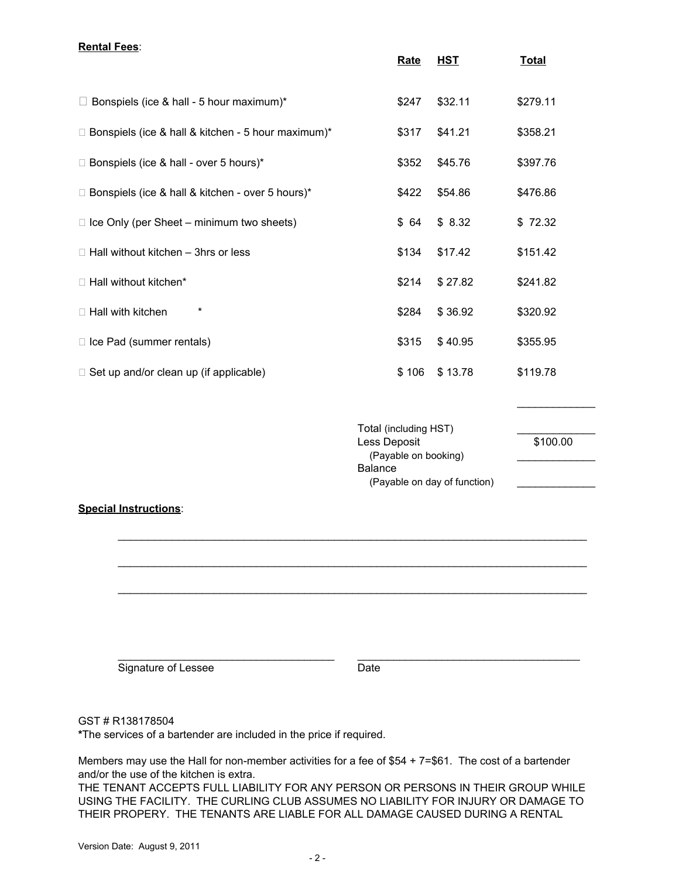**Rental Fees**:

| | Rate | HST | Total |
|---|---|---|---|
| ☐ Bonspiels (ice & hall - 5 hour maximum)* | $247 | $32.11 | $279.11 |
| ☐ Bonspiels (ice & hall & kitchen - 5 hour maximum)* | $317 | $41.21 | $358.21 |
| ☐ Bonspiels (ice & hall - over 5 hours)* | $352 | $45.76 | $397.76 |
| ☐ Bonspiels (ice & hall & kitchen - over 5 hours)* | $422 | $54.86 | $476.86 |
| ☐ Ice Only (per Sheet – minimum two sheets) | $ 64 | $ 8.32 | $ 72.32 |
| ☐ Hall without kitchen – 3hrs or less | $134 | $17.42 | $151.42 |
| ☐ Hall without kitchen* | $214 | $ 27.82 | $241.82 |
| ☐ Hall with kitchen * | $284 | $ 36.92 | $320.92 |
| ☐ Ice Pad (summer rentals) | $315 | $ 40.95 | $355.95 |
| ☐ Set up and/or clean up (if applicable) | $ 106 | $ 13.78 | $119.78 |

| | |
|---|---|
| Total (including HST) | _____________ |
| Less Deposit (Payable on booking) | $100.00 |
| Balance (Payable on day of function) | _____________ |

**Special Instructions**:

_______________________________________________________________________________

_______________________________________________________________________________

_______________________________________________________________________________

_____________________________________ _____________________________________

Signature of Lessee Date

GST # R138178504

**\***The services of a bartender are included in the price if required.

Members may use the Hall for non-member activities for a fee of $54 + 7=$61. The cost of a bartender and/or the use of the kitchen is extra.

THE TENANT ACCEPTS FULL LIABILITY FOR ANY PERSON OR PERSONS IN THEIR GROUP WHILE USING THE FACILITY. THE CURLING CLUB ASSUMES NO LIABILITY FOR INJURY OR DAMAGE TO THEIR PROPERY. THE TENANTS ARE LIABLE FOR ALL DAMAGE CAUSED DURING A RENTAL

Version Date: August 9, 2011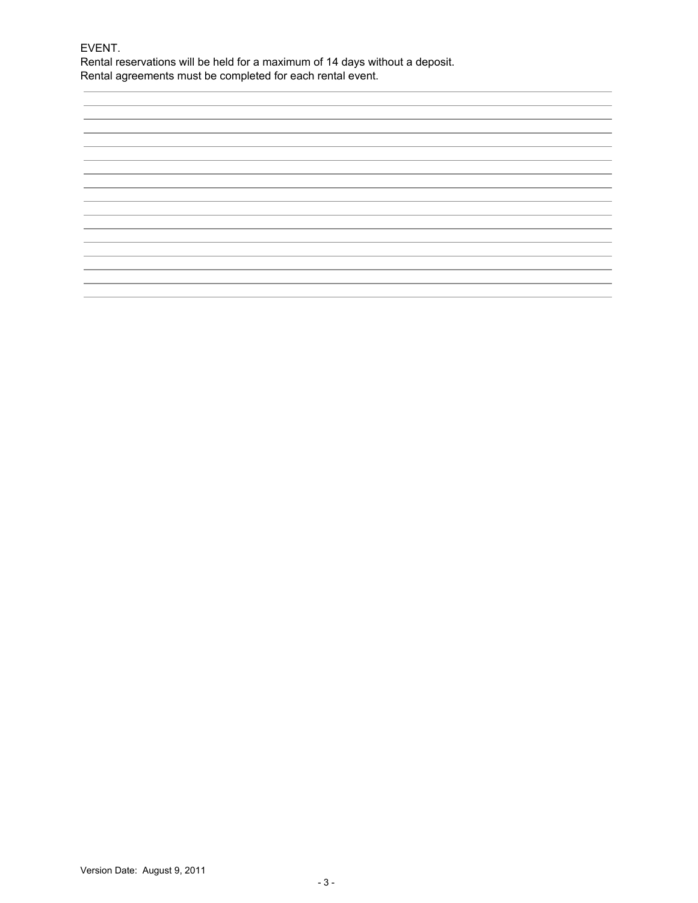EVENT.
Rental reservations will be held for a maximum of 14 days without a deposit.
Rental agreements must be completed for each rental event.

Version Date: August 9, 2011